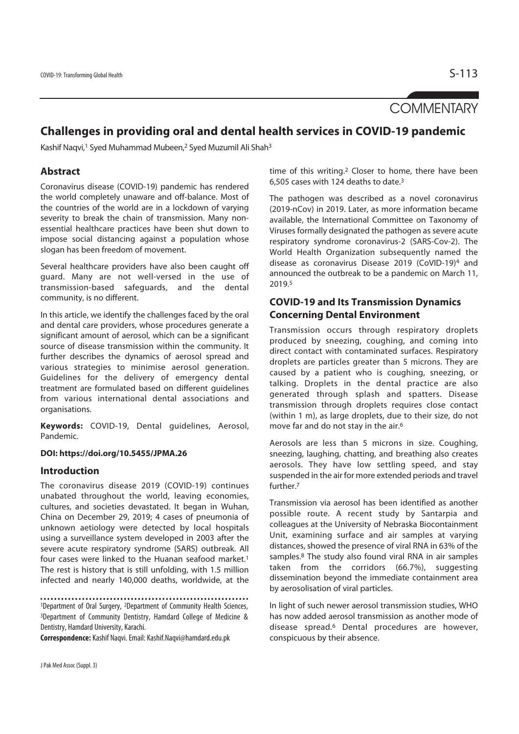COMMENTARY

# Challenges in providing oral and dental health services in COVID-19 pandemic

Kashif Naqvi,[1] Syed Muhammad Mubeen,[2] Syed Muzumil Ali Shah[3]

## Abstract

Coronavirus disease (COVID-19) pandemic has rendered the world completely unaware and off-balance. Most of the countries of the world are in a lockdown of varying severity to break the chain of transmission. Many non-essential healthcare practices have been shut down to impose social distancing against a population whose slogan has been freedom of movement.

Several healthcare providers have also been caught off guard. Many are not well-versed in the use of transmission-based safeguards, and the dental community, is no different.

In this article, we identify the challenges faced by the oral and dental care providers, whose procedures generate a significant amount of aerosol, which can be a significant source of disease transmission within the community. It further describes the dynamics of aerosol spread and various strategies to minimise aerosol generation. Guidelines for the delivery of emergency dental treatment are formulated based on different guidelines from various international dental associations and organisations.

**Keywords:** COVID-19, Dental guidelines, Aerosol, Pandemic.

**DOI: https://doi.org/10.5455/JPMA.26**

## Introduction

The coronavirus disease 2019 (COVID-19) continues unabated throughout the world, leaving economies, cultures, and societies devastated. It began in Wuhan, China on December 29, 2019; 4 cases of pneumonia of unknown aetiology were detected by local hospitals using a surveillance system developed in 2003 after the severe acute respiratory syndrome (SARS) outbreak. All four cases were linked to the Huanan seafood market.[1] The rest is history that is still unfolding, with 1.5 million infected and nearly 140,000 deaths, worldwide, at the time of this writing.[2] Closer to home, there have been 6,505 cases with 124 deaths to date.[3]

The pathogen was described as a novel coronavirus (2019-nCov) in 2019. Later, as more information became available, the International Committee on Taxonomy of Viruses formally designated the pathogen as severe acute respiratory syndrome coronavirus-2 (SARS-Cov-2). The World Health Organization subsequently named the disease as coronavirus Disease 2019 (CoVID-19)[4] and announced the outbreak to be a pandemic on March 11, 2019.[5]

## COVID-19 and Its Transmission Dynamics Concerning Dental Environment

Transmission occurs through respiratory droplets produced by sneezing, coughing, and coming into direct contact with contaminated surfaces. Respiratory droplets are particles greater than 5 microns. They are caused by a patient who is coughing, sneezing, or talking. Droplets in the dental practice are also generated through splash and spatters. Disease transmission through droplets requires close contact (within 1 m), as large droplets, due to their size, do not move far and do not stay in the air.[6]

Aerosols are less than 5 microns in size. Coughing, sneezing, laughing, chatting, and breathing also creates aerosols. They have low settling speed, and stay suspended in the air for more extended periods and travel further.[7]

Transmission via aerosol has been identified as another possible route. A recent study by Santarpia and colleagues at the University of Nebraska Biocontainment Unit, examining surface and air samples at varying distances, showed the presence of viral RNA in 63% of the samples.[8] The study also found viral RNA in air samples taken from the corridors (66.7%), suggesting dissemination beyond the immediate containment area by aerosolisation of viral particles.

In light of such newer aerosol transmission studies, WHO has now added aerosol transmission as another mode of disease spread.[6] Dental procedures are however, conspicuous by their absence.

---

[1]Department of Oral Surgery, [2]Department of Community Health Sciences, [3]Department of Community Dentistry, Hamdard College of Medicine & Dentistry, Hamdard University, Karachi.

**Correspondence:** Kashif Naqvi. Email: Kashif.Naqvi@hamdard.edu.pk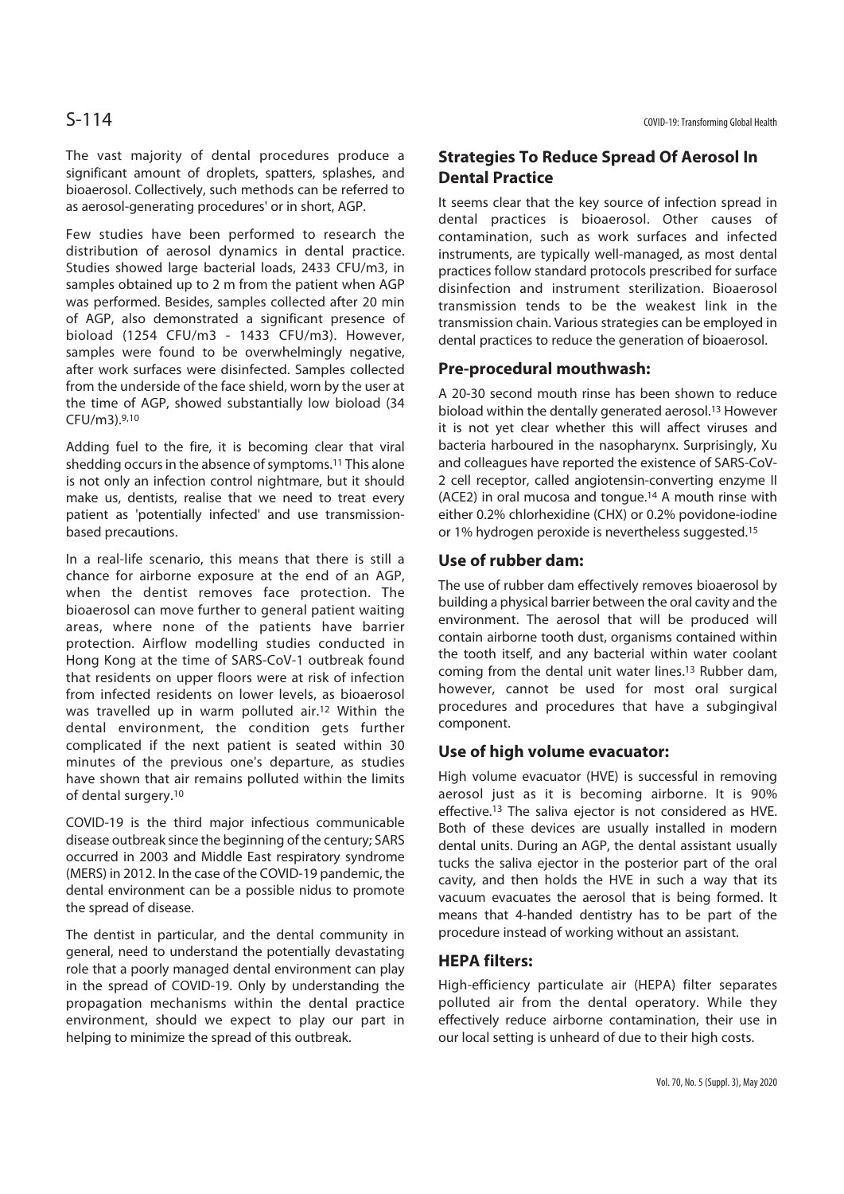The vast majority of dental procedures produce a significant amount of droplets, spatters, splashes, and bioaerosol. Collectively, such methods can be referred to as aerosol-generating procedures' or in short, AGP.

Few studies have been performed to research the distribution of aerosol dynamics in dental practice. Studies showed large bacterial loads, 2433 CFU/m3, in samples obtained up to 2 m from the patient when AGP was performed. Besides, samples collected after 20 min of AGP, also demonstrated a significant presence of bioload (1254 CFU/m3 - 1433 CFU/m3). However, samples were found to be overwhelmingly negative, after work surfaces were disinfected. Samples collected from the underside of the face shield, worn by the user at the time of AGP, showed substantially low bioload (34 CFU/m3).[9,10]

Adding fuel to the fire, it is becoming clear that viral shedding occurs in the absence of symptoms.[11] This alone is not only an infection control nightmare, but it should make us, dentists, realise that we need to treat every patient as 'potentially infected' and use transmission-based precautions.

In a real-life scenario, this means that there is still a chance for airborne exposure at the end of an AGP, when the dentist removes face protection. The bioaerosol can move further to general patient waiting areas, where none of the patients have barrier protection. Airflow modelling studies conducted in Hong Kong at the time of SARS-CoV-1 outbreak found that residents on upper floors were at risk of infection from infected residents on lower levels, as bioaerosol was travelled up in warm polluted air.[12] Within the dental environment, the condition gets further complicated if the next patient is seated within 30 minutes of the previous one's departure, as studies have shown that air remains polluted within the limits of dental surgery.[10]

COVID-19 is the third major infectious communicable disease outbreak since the beginning of the century; SARS occurred in 2003 and Middle East respiratory syndrome (MERS) in 2012. In the case of the COVID-19 pandemic, the dental environment can be a possible nidus to promote the spread of disease.

The dentist in particular, and the dental community in general, need to understand the potentially devastating role that a poorly managed dental environment can play in the spread of COVID-19. Only by understanding the propagation mechanisms within the dental practice environment, should we expect to play our part in helping to minimize the spread of this outbreak.

## Strategies To Reduce Spread Of Aerosol In Dental Practice

It seems clear that the key source of infection spread in dental practices is bioaerosol. Other causes of contamination, such as work surfaces and infected instruments, are typically well-managed, as most dental practices follow standard protocols prescribed for surface disinfection and instrument sterilization. Bioaerosol transmission tends to be the weakest link in the transmission chain. Various strategies can be employed in dental practices to reduce the generation of bioaerosol.

### Pre-procedural mouthwash:

A 20-30 second mouth rinse has been shown to reduce bioload within the dentally generated aerosol.[13] However it is not yet clear whether this will affect viruses and bacteria harboured in the nasopharynx. Surprisingly, Xu and colleagues have reported the existence of SARS-CoV-2 cell receptor, called angiotensin-converting enzyme II (ACE2) in oral mucosa and tongue.[14] A mouth rinse with either 0.2% chlorhexidine (CHX) or 0.2% povidone-iodine or 1% hydrogen peroxide is nevertheless suggested.[15]

### Use of rubber dam:

The use of rubber dam effectively removes bioaerosol by building a physical barrier between the oral cavity and the environment. The aerosol that will be produced will contain airborne tooth dust, organisms contained within the tooth itself, and any bacterial within water coolant coming from the dental unit water lines.[13] Rubber dam, however, cannot be used for most oral surgical procedures and procedures that have a subgingival component.

### Use of high volume evacuator:

High volume evacuator (HVE) is successful in removing aerosol just as it is becoming airborne. It is 90% effective.[13] The saliva ejector is not considered as HVE. Both of these devices are usually installed in modern dental units. During an AGP, the dental assistant usually tucks the saliva ejector in the posterior part of the oral cavity, and then holds the HVE in such a way that its vacuum evacuates the aerosol that is being formed. It means that 4-handed dentistry has to be part of the procedure instead of working without an assistant.

### HEPA filters:

High-efficiency particulate air (HEPA) filter separates polluted air from the dental operatory. While they effectively reduce airborne contamination, their use in our local setting is unheard of due to their high costs.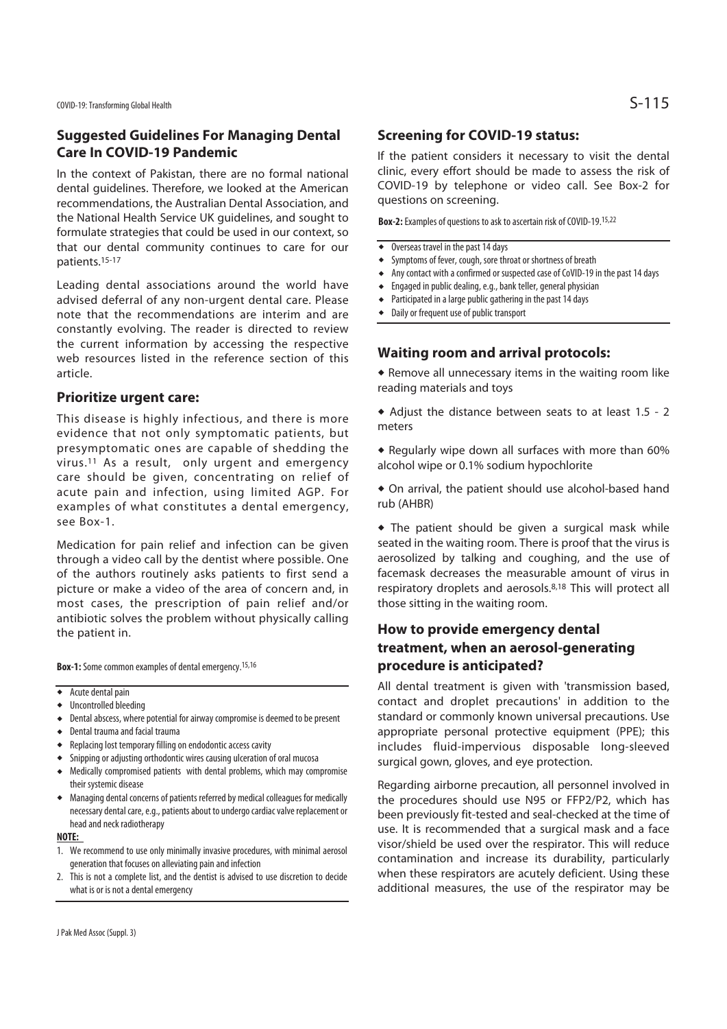## Suggested Guidelines For Managing Dental Care In COVID-19 Pandemic

In the context of Pakistan, there are no formal national dental guidelines. Therefore, we looked at the American recommendations, the Australian Dental Association, and the National Health Service UK guidelines, and sought to formulate strategies that could be used in our context, so that our dental community continues to care for our patients.[15-17]

Leading dental associations around the world have advised deferral of any non-urgent dental care. Please note that the recommendations are interim and are constantly evolving. The reader is directed to review the current information by accessing the respective web resources listed in the reference section of this article.

### Prioritize urgent care:

This disease is highly infectious, and there is more evidence that not only symptomatic patients, but presymptomatic ones are capable of shedding the virus.[11] As a result, only urgent and emergency care should be given, concentrating on relief of acute pain and infection, using limited AGP. For examples of what constitutes a dental emergency, see Box-1.

Medication for pain relief and infection can be given through a video call by the dentist where possible. One of the authors routinely asks patients to first send a picture or make a video of the area of concern and, in most cases, the prescription of pain relief and/or antibiotic solves the problem without physically calling the patient in.

**Box-1:** Some common examples of dental emergency.[15,16]

- Acute dental pain
- Uncontrolled bleeding
- Dental abscess, where potential for airway compromise is deemed to be present
- Dental trauma and facial trauma
- Replacing lost temporary filling on endodontic access cavity
- Snipping or adjusting orthodontic wires causing ulceration of oral mucosa
- Medically compromised patients with dental problems, which may compromise their systemic disease
- Managing dental concerns of patients referred by medical colleagues for medically necessary dental care, e.g., patients about to undergo cardiac valve replacement or head and neck radiotherapy

**NOTE:**

1. We recommend to use only minimally invasive procedures, with minimal aerosol generation that focuses on alleviating pain and infection
2. This is not a complete list, and the dentist is advised to use discretion to decide what is or is not a dental emergency

### Screening for COVID-19 status:

If the patient considers it necessary to visit the dental clinic, every effort should be made to assess the risk of COVID-19 by telephone or video call. See Box-2 for questions on screening.

**Box-2:** Examples of questions to ask to ascertain risk of COVID-19.[15,22]

- Overseas travel in the past 14 days
- Symptoms of fever, cough, sore throat or shortness of breath
- Any contact with a confirmed or suspected case of CoVID-19 in the past 14 days
- Engaged in public dealing, e.g., bank teller, general physician
- Participated in a large public gathering in the past 14 days
- Daily or frequent use of public transport

### Waiting room and arrival protocols:

- Remove all unnecessary items in the waiting room like reading materials and toys
- Adjust the distance between seats to at least 1.5 - 2 meters
- Regularly wipe down all surfaces with more than 60% alcohol wipe or 0.1% sodium hypochlorite
- On arrival, the patient should use alcohol-based hand rub (AHBR)
- The patient should be given a surgical mask while seated in the waiting room. There is proof that the virus is aerosolized by talking and coughing, and the use of facemask decreases the measurable amount of virus in respiratory droplets and aerosols.[8,18] This will protect all those sitting in the waiting room.

### How to provide emergency dental treatment, when an aerosol-generating procedure is anticipated?

All dental treatment is given with 'transmission based, contact and droplet precautions' in addition to the standard or commonly known universal precautions. Use appropriate personal protective equipment (PPE); this includes fluid-impervious disposable long-sleeved surgical gown, gloves, and eye protection.

Regarding airborne precaution, all personnel involved in the procedures should use N95 or FFP2/P2, which has been previously fit-tested and seal-checked at the time of use. It is recommended that a surgical mask and a face visor/shield be used over the respirator. This will reduce contamination and increase its durability, particularly when these respirators are acutely deficient. Using these additional measures, the use of the respirator may be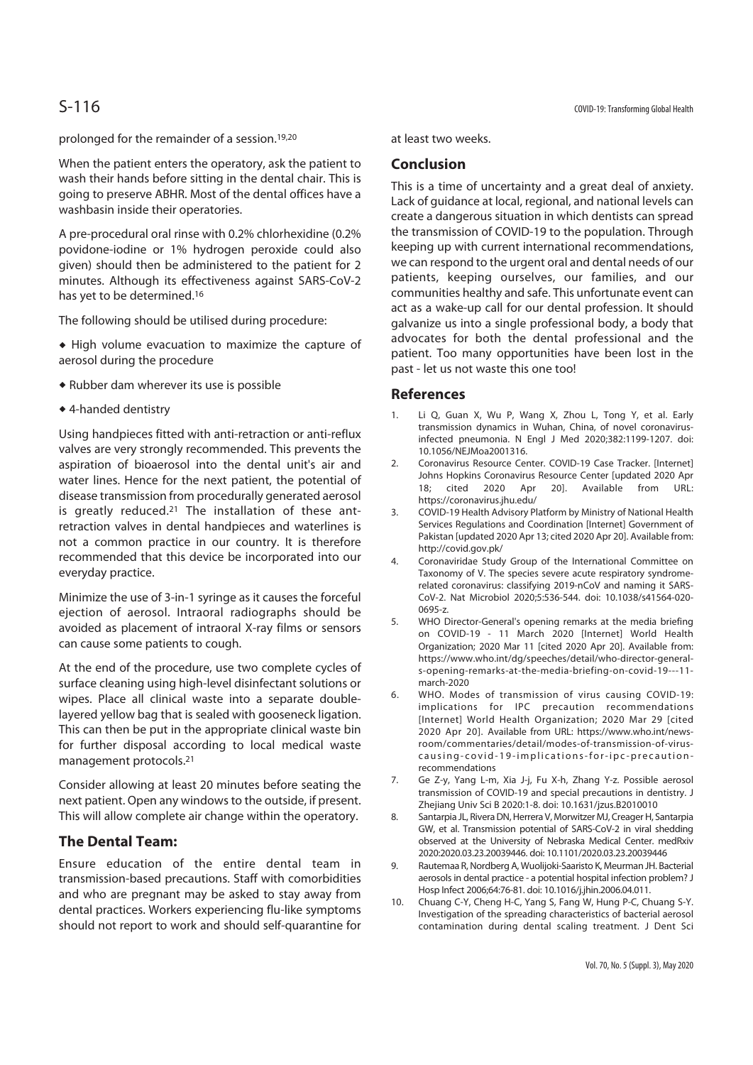prolonged for the remainder of a session.[19,20]

When the patient enters the operatory, ask the patient to wash their hands before sitting in the dental chair. This is going to preserve ABHR. Most of the dental offices have a washbasin inside their operatories.

A pre-procedural oral rinse with 0.2% chlorhexidine (0.2% povidone-iodine or 1% hydrogen peroxide could also given) should then be administered to the patient for 2 minutes. Although its effectiveness against SARS-CoV-2 has yet to be determined.[16]

The following should be utilised during procedure:

- High volume evacuation to maximize the capture of aerosol during the procedure
- Rubber dam wherever its use is possible
- 4-handed dentistry

Using handpieces fitted with anti-retraction or anti-reflux valves are very strongly recommended. This prevents the aspiration of bioaerosol into the dental unit's air and water lines. Hence for the next patient, the potential of disease transmission from procedurally generated aerosol is greatly reduced.[21] The installation of these ant-retraction valves in dental handpieces and waterlines is not a common practice in our country. It is therefore recommended that this device be incorporated into our everyday practice.

Minimize the use of 3-in-1 syringe as it causes the forceful ejection of aerosol. Intraoral radiographs should be avoided as placement of intraoral X-ray films or sensors can cause some patients to cough.

At the end of the procedure, use two complete cycles of surface cleaning using high-level disinfectant solutions or wipes. Place all clinical waste into a separate double-layered yellow bag that is sealed with gooseneck ligation. This can then be put in the appropriate clinical waste bin for further disposal according to local medical waste management protocols.[21]

Consider allowing at least 20 minutes before seating the next patient. Open any windows to the outside, if present. This will allow complete air change within the operatory.

## The Dental Team:

Ensure education of the entire dental team in transmission-based precautions. Staff with comorbidities and who are pregnant may be asked to stay away from dental practices. Workers experiencing flu-like symptoms should not report to work and should self-quarantine for at least two weeks.

## Conclusion

This is a time of uncertainty and a great deal of anxiety. Lack of guidance at local, regional, and national levels can create a dangerous situation in which dentists can spread the transmission of COVID-19 to the population. Through keeping up with current international recommendations, we can respond to the urgent oral and dental needs of our patients, keeping ourselves, our families, and our communities healthy and safe. This unfortunate event can act as a wake-up call for our dental profession. It should galvanize us into a single professional body, a body that advocates for both the dental professional and the patient. Too many opportunities have been lost in the past - let us not waste this one too!

## References

1. Li Q, Guan X, Wu P, Wang X, Zhou L, Tong Y, et al. Early transmission dynamics in Wuhan, China, of novel coronavirus-infected pneumonia. N Engl J Med 2020;382:1199-1207. doi: 10.1056/NEJMoa2001316.
2. Coronavirus Resource Center. COVID-19 Case Tracker. [Internet] Johns Hopkins Coronavirus Resource Center [updated 2020 Apr 18; cited 2020 Apr 20]. Available from URL: https://coronavirus.jhu.edu/
3. COVID-19 Health Advisory Platform by Ministry of National Health Services Regulations and Coordination [Internet] Government of Pakistan [updated 2020 Apr 13; cited 2020 Apr 20]. Available from: http://covid.gov.pk/
4. Coronaviridae Study Group of the International Committee on Taxonomy of V. The species severe acute respiratory syndrome-related coronavirus: classifying 2019-nCoV and naming it SARS-CoV-2. Nat Microbiol 2020;5:536-544. doi: 10.1038/s41564-020-0695-z.
5. WHO Director-General's opening remarks at the media briefing on COVID-19 - 11 March 2020 [Internet] World Health Organization; 2020 Mar 11 [cited 2020 Apr 20]. Available from: https://www.who.int/dg/speeches/detail/who-director-general-s-opening-remarks-at-the-media-briefing-on-covid-19---11-march-2020
6. WHO. Modes of transmission of virus causing COVID-19: implications for IPC precaution recommendations [Internet] World Health Organization; 2020 Mar 29 [cited 2020 Apr 20]. Available from URL: https://www.who.int/news-room/commentaries/detail/modes-of-transmission-of-virus-causing-covid-19-implications-for-ipc-precaution-recommendations
7. Ge Z-y, Yang L-m, Xia J-j, Fu X-h, Zhang Y-z. Possible aerosol transmission of COVID-19 and special precautions in dentistry. J Zhejiang Univ Sci B 2020:1-8. doi: 10.1631/jzus.B2010010
8. Santarpia JL, Rivera DN, Herrera V, Morwitzer MJ, Creager H, Santarpia GW, et al. Transmission potential of SARS-CoV-2 in viral shedding observed at the University of Nebraska Medical Center. medRxiv 2020:2020.03.23.20039446. doi: 10.1101/2020.03.23.20039446
9. Rautemaa R, Nordberg A, Wuolijoki-Saaristo K, Meurman JH. Bacterial aerosols in dental practice - a potential hospital infection problem? J Hosp Infect 2006;64:76-81. doi: 10.1016/j.jhin.2006.04.011.
10. Chuang C-Y, Cheng H-C, Yang S, Fang W, Hung P-C, Chuang S-Y. Investigation of the spreading characteristics of bacterial aerosol contamination during dental scaling treatment. J Dent Sci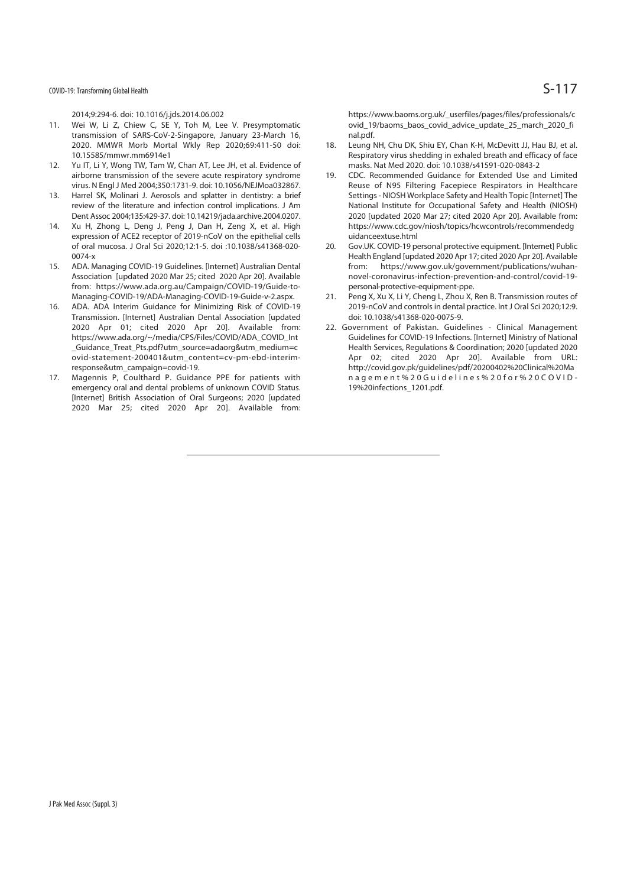2014;9:294-6. doi: 10.1016/j.jds.2014.06.002

11. Wei W, Li Z, Chiew C, SE Y, Toh M, Lee V. Presymptomatic transmission of SARS-CoV-2-Singapore, January 23-March 16, 2020. MMWR Morb Mortal Wkly Rep 2020;69:411-50 doi: 10.15585/mmwr.mm6914e1
12. Yu IT, Li Y, Wong TW, Tam W, Chan AT, Lee JH, et al. Evidence of airborne transmission of the severe acute respiratory syndrome virus. N Engl J Med 2004;350:1731-9. doi: 10.1056/NEJMoa032867.
13. Harrel SK, Molinari J. Aerosols and splatter in dentistry: a brief review of the literature and infection control implications. J Am Dent Assoc 2004;135:429-37. doi: 10.14219/jada.archive.2004.0207.
14. Xu H, Zhong L, Deng J, Peng J, Dan H, Zeng X, et al. High expression of ACE2 receptor of 2019-nCoV on the epithelial cells of oral mucosa. J Oral Sci 2020;12:1-5. doi :10.1038/s41368-020-0074-x
15. ADA. Managing COVID-19 Guidelines. [Internet] Australian Dental Association [updated 2020 Mar 25; cited 2020 Apr 20]. Available from: https://www.ada.org.au/Campaign/COVID-19/Guide-to-Managing-COVID-19/ADA-Managing-COVID-19-Guide-v-2.aspx.
16. ADA. ADA Interim Guidance for Minimizing Risk of COVID-19 Transmission. [Internet] Australian Dental Association [updated 2020 Apr 01; cited 2020 Apr 20]. Available from: https://www.ada.org/~/media/CPS/Files/COVID/ADA_COVID_Int_Guidance_Treat_Pts.pdf?utm_source=adaorg&utm_medium=covid-statement-200401&utm_content=cv-pm-ebd-interim-response&utm_campaign=covid-19.
17. Magennis P, Coulthard P. Guidance PPE for patients with emergency oral and dental problems of unknown COVID Status. [Internet] British Association of Oral Surgeons; 2020 [updated 2020 Mar 25; cited 2020 Apr 20]. Available from: https://www.baoms.org.uk/_userfiles/pages/files/professionals/covid_19/baoms_baos_covid_advice_update_25_march_2020_final.pdf.
18. Leung NH, Chu DK, Shiu EY, Chan K-H, McDevitt JJ, Hau BJ, et al. Respiratory virus shedding in exhaled breath and efficacy of face masks. Nat Med 2020. doi: 10.1038/s41591-020-0843-2
19. CDC. Recommended Guidance for Extended Use and Limited Reuse of N95 Filtering Facepiece Respirators in Healthcare Settings - NIOSH Workplace Safety and Health Topic [Internet] The National Institute for Occupational Safety and Health (NIOSH) 2020 [updated 2020 Mar 27; cited 2020 Apr 20]. Available from: https://www.cdc.gov/niosh/topics/hcwcontrols/recommendedguidanceextuse.html
20. Gov.UK. COVID-19 personal protective equipment. [Internet] Public Health England [updated 2020 Apr 17; cited 2020 Apr 20]. Available from: https://www.gov.uk/government/publications/wuhan-novel-coronavirus-infection-prevention-and-control/covid-19-personal-protective-equipment-ppe.
21. Peng X, Xu X, Li Y, Cheng L, Zhou X, Ren B. Transmission routes of 2019-nCoV and controls in dental practice. Int J Oral Sci 2020;12:9. doi: 10.1038/s41368-020-0075-9.
22. Government of Pakistan. Guidelines - Clinical Management Guidelines for COVID-19 Infections. [Internet] Ministry of National Health Services, Regulations & Coordination; 2020 [updated 2020 Apr 02; cited 2020 Apr 20]. Available from URL: http://covid.gov.pk/guidelines/pdf/20200402%20Clinical%20Management%20Guidelines%20for%20COVID-19%20infections_1201.pdf.